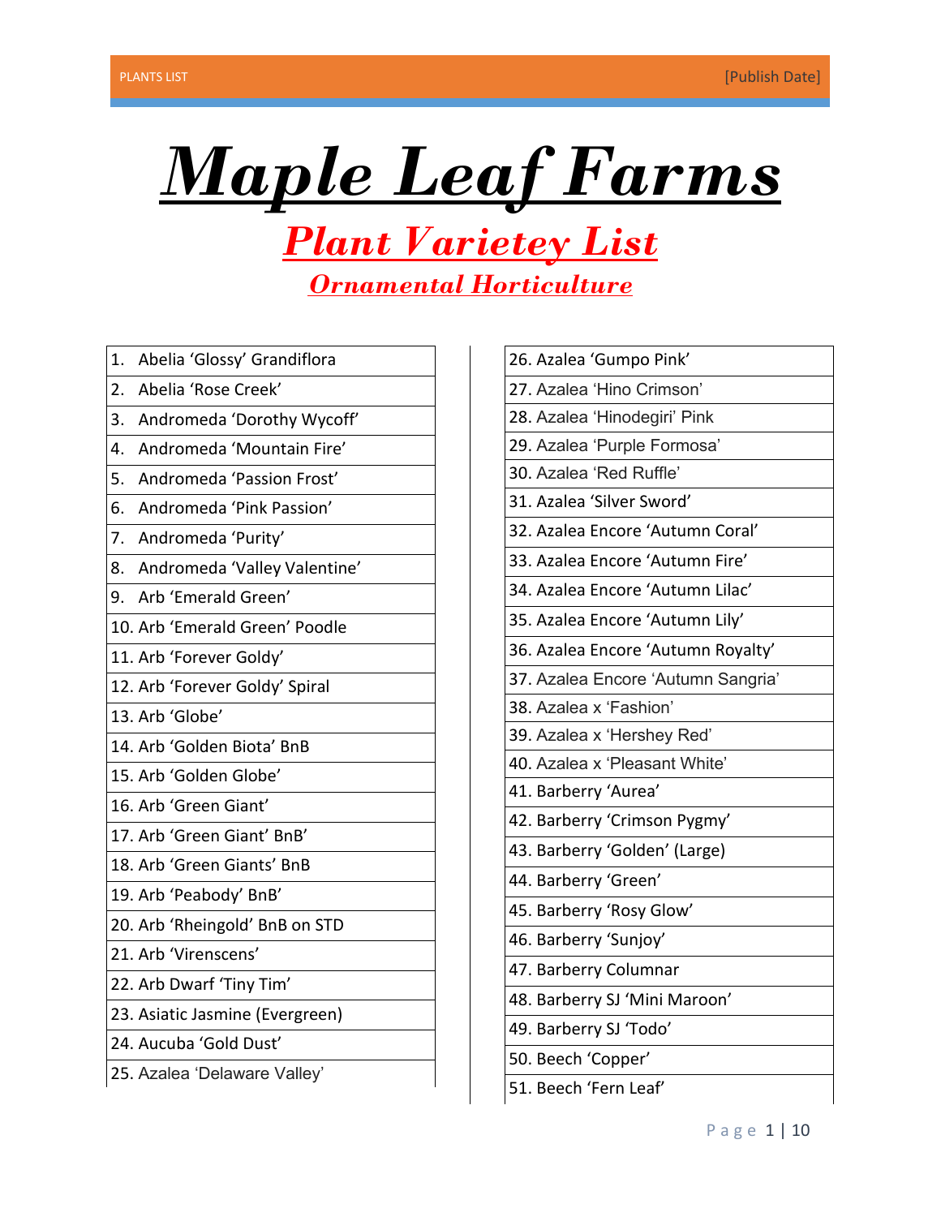# Maple Leaf Farms

## Plant Varietey List

### Ornamental Horticulture

1. Abelia 'Glossy' Grandiflora
2. Abelia 'Rose Creek'
3. Andromeda 'Dorothy Wycoff'
4. Andromeda 'Mountain Fire'
5. Andromeda 'Passion Frost'
6. Andromeda 'Pink Passion'
7. Andromeda 'Purity'
8. Andromeda 'Valley Valentine'
9. Arb 'Emerald Green'
10. Arb 'Emerald Green' Poodle
11. Arb 'Forever Goldy'
12. Arb 'Forever Goldy' Spiral
13. Arb 'Globe'
14. Arb 'Golden Biota' BnB
15. Arb 'Golden Globe'
16. Arb 'Green Giant'
17. Arb 'Green Giant' BnB'
18. Arb 'Green Giants' BnB
19. Arb 'Peabody' BnB'
20. Arb 'Rheingold' BnB on STD
21. Arb 'Virenscens'
22. Arb Dwarf 'Tiny Tim'
23. Asiatic Jasmine (Evergreen)
24. Aucuba 'Gold Dust'
25. Azalea 'Delaware Valley'
26. Azalea 'Gumpo Pink'
27. Azalea 'Hino Crimson'
28. Azalea 'Hinodegiri' Pink
29. Azalea 'Purple Formosa'
30. Azalea 'Red Ruffle'
31. Azalea 'Silver Sword'
32. Azalea Encore 'Autumn Coral'
33. Azalea Encore 'Autumn Fire'
34. Azalea Encore 'Autumn Lilac'
35. Azalea Encore 'Autumn Lily'
36. Azalea Encore 'Autumn Royalty'
37. Azalea Encore 'Autumn Sangria'
38. Azalea x 'Fashion'
39. Azalea x 'Hershey Red'
40. Azalea x 'Pleasant White'
41. Barberry 'Aurea'
42. Barberry 'Crimson Pygmy'
43. Barberry 'Golden' (Large)
44. Barberry 'Green'
45. Barberry 'Rosy Glow'
46. Barberry 'Sunjoy'
47. Barberry Columnar
48. Barberry SJ 'Mini Maroon'
49. Barberry SJ 'Todo'
50. Beech 'Copper'
51. Beech 'Fern Leaf'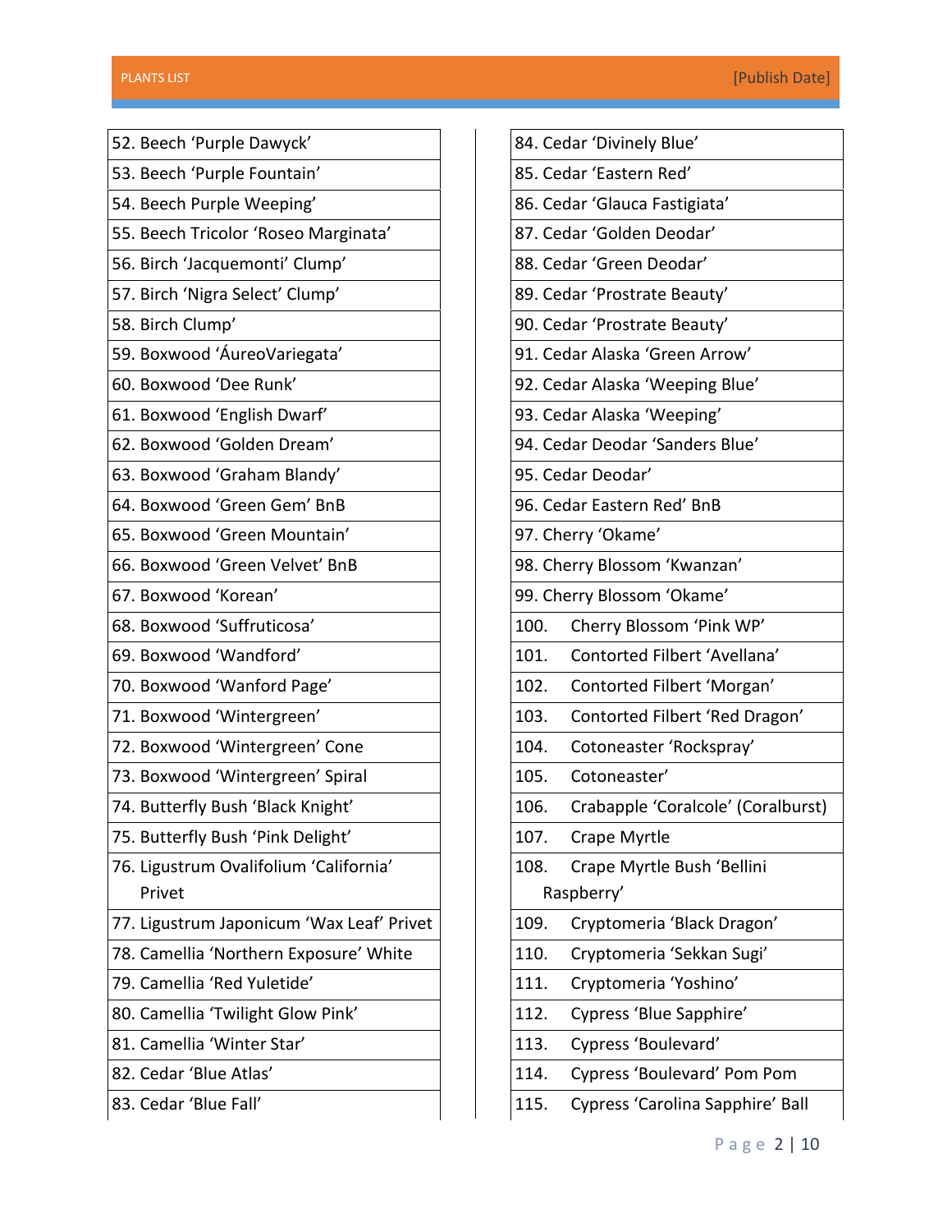52. Beech ‘Purple Dawyck’
53. Beech ‘Purple Fountain’
54. Beech Purple Weeping’
55. Beech Tricolor ‘Roseo Marginata’
56. Birch ‘Jacquemonti’ Clump’
57. Birch ‘Nigra Select’ Clump’
58. Birch Clump’
59. Boxwood ‘ÁureoVariegata’
60. Boxwood ‘Dee Runk’
61. Boxwood ‘English Dwarf’
62. Boxwood ‘Golden Dream’
63. Boxwood ‘Graham Blandy’
64. Boxwood ‘Green Gem’ BnB
65. Boxwood ‘Green Mountain’
66. Boxwood ‘Green Velvet’ BnB
67. Boxwood ‘Korean’
68. Boxwood ‘Suffruticosa’
69. Boxwood ‘Wandford’
70. Boxwood ‘Wanford Page’
71. Boxwood ‘Wintergreen’
72. Boxwood ‘Wintergreen’ Cone
73. Boxwood ‘Wintergreen’ Spiral
74. Butterfly Bush ‘Black Knight’
75. Butterfly Bush ‘Pink Delight’
76. Ligustrum Ovalifolium ‘California’ Privet
77. Ligustrum Japonicum ‘Wax Leaf’ Privet
78. Camellia ‘Northern Exposure’ White
79. Camellia ‘Red Yuletide’
80. Camellia ‘Twilight Glow Pink’
81. Camellia ‘Winter Star’
82. Cedar ‘Blue Atlas’
83. Cedar ‘Blue Fall’
84. Cedar ‘Divinely Blue’
85. Cedar ‘Eastern Red’
86. Cedar ‘Glauca Fastigiata’
87. Cedar ‘Golden Deodar’
88. Cedar ‘Green Deodar’
89. Cedar ‘Prostrate Beauty’
90. Cedar ‘Prostrate Beauty’
91. Cedar Alaska ‘Green Arrow’
92. Cedar Alaska ‘Weeping Blue’
93. Cedar Alaska ‘Weeping’
94. Cedar Deodar ‘Sanders Blue’
95. Cedar Deodar’
96. Cedar Eastern Red’ BnB
97. Cherry ‘Okame’
98. Cherry Blossom ‘Kwanzan’
99. Cherry Blossom ‘Okame’
100. Cherry Blossom ‘Pink WP’
101. Contorted Filbert ‘Avellana’
102. Contorted Filbert ‘Morgan’
103. Contorted Filbert ‘Red Dragon’
104. Cotoneaster ‘Rockspray’
105. Cotoneaster’
106. Crabapple ‘Coralcole’ (Coralburst)
107. Crape Myrtle
108. Crape Myrtle Bush ‘Bellini Raspberry’
109. Cryptomeria ‘Black Dragon’
110. Cryptomeria ‘Sekkan Sugi’
111. Cryptomeria ‘Yoshino’
112. Cypress ‘Blue Sapphire’
113. Cypress ‘Boulevard’
114. Cypress ‘Boulevard’ Pom Pom
115. Cypress ‘Carolina Sapphire’ Ball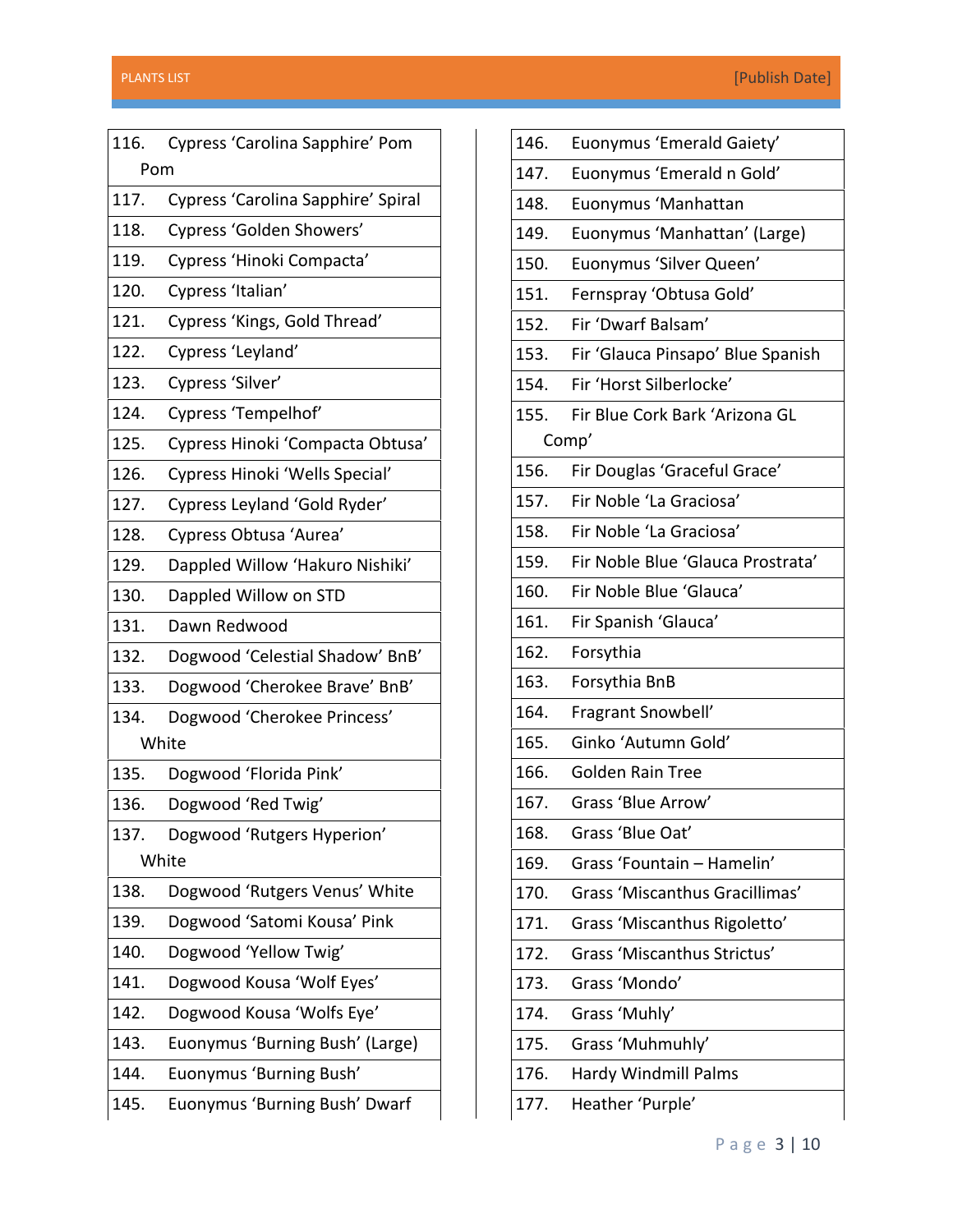116. Cypress ‘Carolina Sapphire’ Pom Pom
117. Cypress ‘Carolina Sapphire’ Spiral
118. Cypress ‘Golden Showers’
119. Cypress ‘Hinoki Compacta’
120. Cypress ‘Italian’
121. Cypress ‘Kings, Gold Thread’
122. Cypress ‘Leyland’
123. Cypress ‘Silver’
124. Cypress ‘Tempelhof’
125. Cypress Hinoki ‘Compacta Obtusa’
126. Cypress Hinoki ‘Wells Special’
127. Cypress Leyland ‘Gold Ryder’
128. Cypress Obtusa ‘Aurea’
129. Dappled Willow ‘Hakuro Nishiki’
130. Dappled Willow on STD
131. Dawn Redwood
132. Dogwood ‘Celestial Shadow’ BnB’
133. Dogwood ‘Cherokee Brave’ BnB’
134. Dogwood ‘Cherokee Princess’ White
135. Dogwood ‘Florida Pink’
136. Dogwood ‘Red Twig’
137. Dogwood ‘Rutgers Hyperion’ White
138. Dogwood ‘Rutgers Venus’ White
139. Dogwood ‘Satomi Kousa’ Pink
140. Dogwood ‘Yellow Twig’
141. Dogwood Kousa ‘Wolf Eyes’
142. Dogwood Kousa ‘Wolfs Eye’
143. Euonymus ‘Burning Bush’ (Large)
144. Euonymus ‘Burning Bush’
145. Euonymus ‘Burning Bush’ Dwarf
146. Euonymus ‘Emerald Gaiety’
147. Euonymus ‘Emerald n Gold’
148. Euonymus ‘Manhattan
149. Euonymus ‘Manhattan’ (Large)
150. Euonymus ‘Silver Queen’
151. Fernspray ‘Obtusa Gold’
152. Fir ‘Dwarf Balsam’
153. Fir ‘Glauca Pinsapo’ Blue Spanish
154. Fir ‘Horst Silberlocke’
155. Fir Blue Cork Bark ‘Arizona GL Comp’
156. Fir Douglas ‘Graceful Grace’
157. Fir Noble ‘La Graciosa’
158. Fir Noble ‘La Graciosa’
159. Fir Noble Blue ‘Glauca Prostrata’
160. Fir Noble Blue ‘Glauca’
161. Fir Spanish ‘Glauca’
162. Forsythia
163. Forsythia BnB
164. Fragrant Snowbell’
165. Ginko ‘Autumn Gold’
166. Golden Rain Tree
167. Grass ‘Blue Arrow’
168. Grass ‘Blue Oat’
169. Grass ‘Fountain – Hamelin’
170. Grass ‘Miscanthus Gracillimas’
171. Grass ‘Miscanthus Rigoletto’
172. Grass ‘Miscanthus Strictus’
173. Grass ‘Mondo’
174. Grass ‘Muhly’
175. Grass ‘Muhmuhly’
176. Hardy Windmill Palms
177. Heather ‘Purple’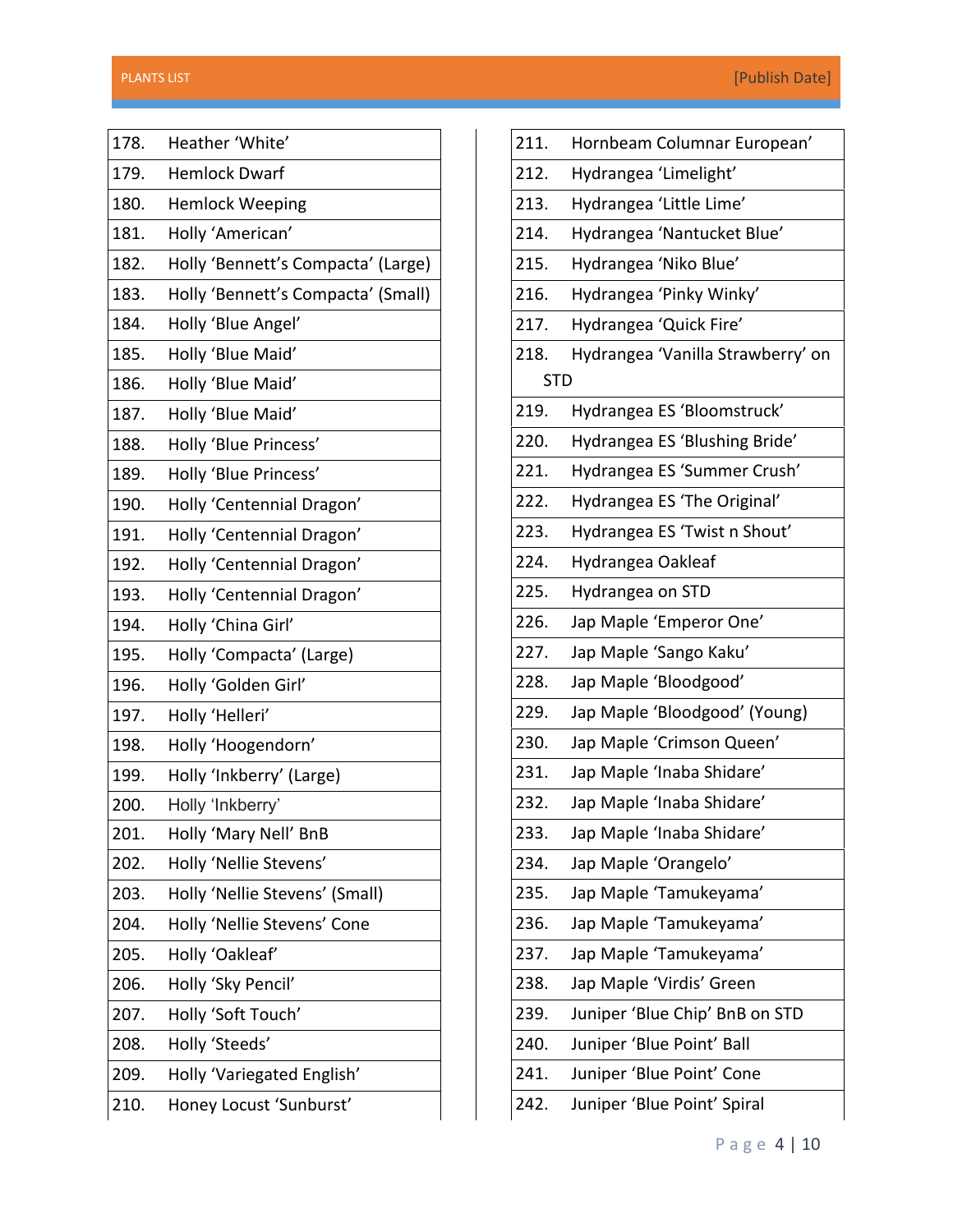| | |
|---|---|
| 178. | Heather ‘White’ |
| 179. | Hemlock Dwarf |
| 180. | Hemlock Weeping |
| 181. | Holly ‘American’ |
| 182. | Holly ‘Bennett’s Compacta’ (Large) |
| 183. | Holly ‘Bennett’s Compacta’ (Small) |
| 184. | Holly ‘Blue Angel’ |
| 185. | Holly ‘Blue Maid’ |
| 186. | Holly ‘Blue Maid’ |
| 187. | Holly ‘Blue Maid’ |
| 188. | Holly ‘Blue Princess’ |
| 189. | Holly ‘Blue Princess’ |
| 190. | Holly ‘Centennial Dragon’ |
| 191. | Holly ‘Centennial Dragon’ |
| 192. | Holly ‘Centennial Dragon’ |
| 193. | Holly ‘Centennial Dragon’ |
| 194. | Holly ‘China Girl’ |
| 195. | Holly ‘Compacta’ (Large) |
| 196. | Holly ‘Golden Girl’ |
| 197. | Holly ‘Helleri’ |
| 198. | Holly ‘Hoogendorn’ |
| 199. | Holly ‘Inkberry’ (Large) |
| 200. | Holly ‘Inkberry’ |
| 201. | Holly ‘Mary Nell’ BnB |
| 202. | Holly ‘Nellie Stevens’ |
| 203. | Holly ‘Nellie Stevens’ (Small) |
| 204. | Holly ‘Nellie Stevens’ Cone |
| 205. | Holly ‘Oakleaf’ |
| 206. | Holly ‘Sky Pencil’ |
| 207. | Holly ‘Soft Touch’ |
| 208. | Holly ‘Steeds’ |
| 209. | Holly ‘Variegated English’ |
| 210. | Honey Locust ‘Sunburst’ |
| 211. | Hornbeam Columnar European’ |
| 212. | Hydrangea ‘Limelight’ |
| 213. | Hydrangea ‘Little Lime’ |
| 214. | Hydrangea ‘Nantucket Blue’ |
| 215. | Hydrangea ‘Niko Blue’ |
| 216. | Hydrangea ‘Pinky Winky’ |
| 217. | Hydrangea ‘Quick Fire’ |
| 218. | Hydrangea ‘Vanilla Strawberry’ on STD |
| 219. | Hydrangea ES ‘Bloomstruck’ |
| 220. | Hydrangea ES ‘Blushing Bride’ |
| 221. | Hydrangea ES ‘Summer Crush’ |
| 222. | Hydrangea ES ‘The Original’ |
| 223. | Hydrangea ES ‘Twist n Shout’ |
| 224. | Hydrangea Oakleaf |
| 225. | Hydrangea on STD |
| 226. | Jap Maple ‘Emperor One’ |
| 227. | Jap Maple ‘Sango Kaku’ |
| 228. | Jap Maple ‘Bloodgood’ |
| 229. | Jap Maple ‘Bloodgood’ (Young) |
| 230. | Jap Maple ‘Crimson Queen’ |
| 231. | Jap Maple ‘Inaba Shidare’ |
| 232. | Jap Maple ‘Inaba Shidare’ |
| 233. | Jap Maple ‘Inaba Shidare’ |
| 234. | Jap Maple ‘Orangelo’ |
| 235. | Jap Maple ‘Tamukeyama’ |
| 236. | Jap Maple ‘Tamukeyama’ |
| 237. | Jap Maple ‘Tamukeyama’ |
| 238. | Jap Maple ‘Virdis’ Green |
| 239. | Juniper ‘Blue Chip’ BnB on STD |
| 240. | Juniper ‘Blue Point’ Ball |
| 241. | Juniper ‘Blue Point’ Cone |
| 242. | Juniper ‘Blue Point’ Spiral |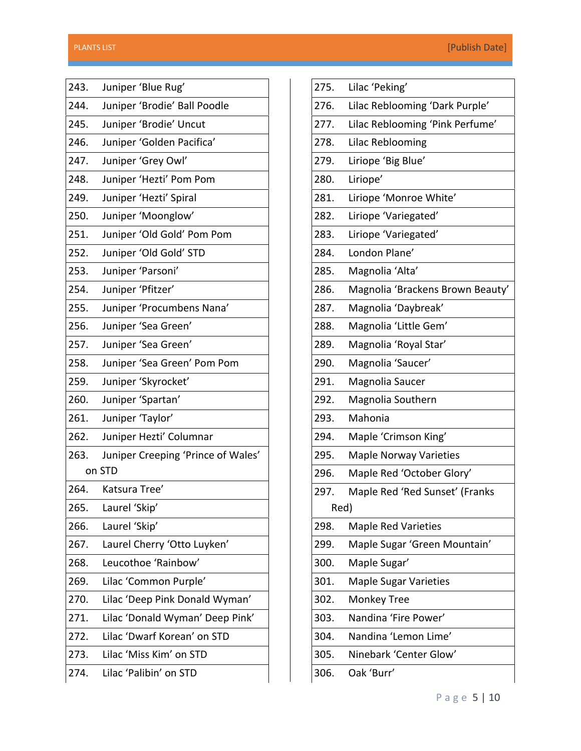| | |
|---|---|
| 243. | Juniper ‘Blue Rug’ |
| 244. | Juniper ‘Brodie’ Ball Poodle |
| 245. | Juniper ‘Brodie’ Uncut |
| 246. | Juniper ‘Golden Pacifica’ |
| 247. | Juniper ‘Grey Owl’ |
| 248. | Juniper ‘Hezti’ Pom Pom |
| 249. | Juniper ‘Hezti’ Spiral |
| 250. | Juniper ‘Moonglow’ |
| 251. | Juniper ‘Old Gold’ Pom Pom |
| 252. | Juniper ‘Old Gold’ STD |
| 253. | Juniper ‘Parsoni’ |
| 254. | Juniper ‘Pfitzer’ |
| 255. | Juniper ‘Procumbens Nana’ |
| 256. | Juniper ‘Sea Green’ |
| 257. | Juniper ‘Sea Green’ |
| 258. | Juniper ‘Sea Green’ Pom Pom |
| 259. | Juniper ‘Skyrocket’ |
| 260. | Juniper ‘Spartan’ |
| 261. | Juniper ‘Taylor’ |
| 262. | Juniper Hezti’ Columnar |
| 263. | Juniper Creeping ‘Prince of Wales’ on STD |
| 264. | Katsura Tree’ |
| 265. | Laurel ‘Skip’ |
| 266. | Laurel ‘Skip’ |
| 267. | Laurel Cherry ‘Otto Luyken’ |
| 268. | Leucothoe ‘Rainbow’ |
| 269. | Lilac ‘Common Purple’ |
| 270. | Lilac ‘Deep Pink Donald Wyman’ |
| 271. | Lilac ‘Donald Wyman’ Deep Pink’ |
| 272. | Lilac ‘Dwarf Korean’ on STD |
| 273. | Lilac ‘Miss Kim’ on STD |
| 274. | Lilac ‘Palibin’ on STD |
| 275. | Lilac ‘Peking’ |
| 276. | Lilac Reblooming ‘Dark Purple’ |
| 277. | Lilac Reblooming ‘Pink Perfume’ |
| 278. | Lilac Reblooming |
| 279. | Liriope ‘Big Blue’ |
| 280. | Liriope’ |
| 281. | Liriope ‘Monroe White’ |
| 282. | Liriope ‘Variegated’ |
| 283. | Liriope ‘Variegated’ |
| 284. | London Plane’ |
| 285. | Magnolia ‘Alta’ |
| 286. | Magnolia ‘Brackens Brown Beauty’ |
| 287. | Magnolia ‘Daybreak’ |
| 288. | Magnolia ‘Little Gem’ |
| 289. | Magnolia ‘Royal Star’ |
| 290. | Magnolia ‘Saucer’ |
| 291. | Magnolia Saucer |
| 292. | Magnolia Southern |
| 293. | Mahonia |
| 294. | Maple ‘Crimson King’ |
| 295. | Maple Norway Varieties |
| 296. | Maple Red ‘October Glory’ |
| 297. | Maple Red ‘Red Sunset’ (Franks Red) |
| 298. | Maple Red Varieties |
| 299. | Maple Sugar ‘Green Mountain’ |
| 300. | Maple Sugar’ |
| 301. | Maple Sugar Varieties |
| 302. | Monkey Tree |
| 303. | Nandina ‘Fire Power’ |
| 304. | Nandina ‘Lemon Lime’ |
| 305. | Ninebark ‘Center Glow’ |
| 306. | Oak ‘Burr’ |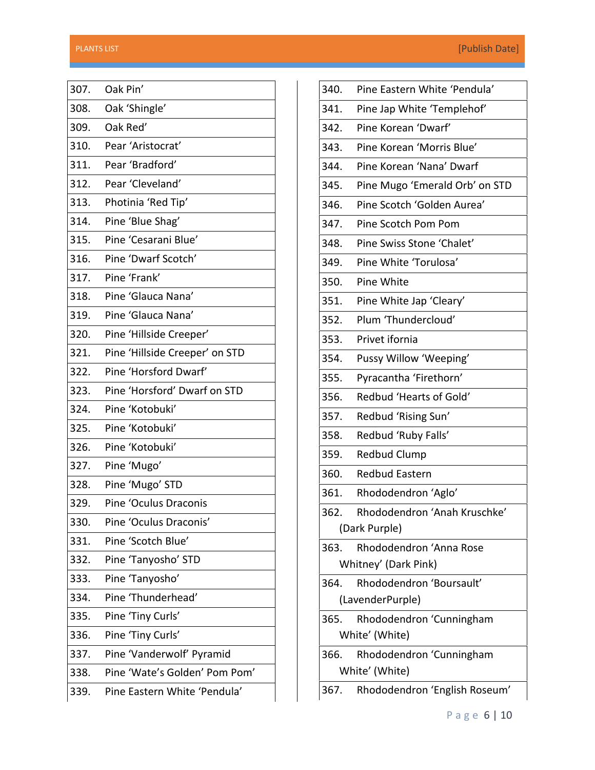| | |
|---|---|
| 307. | Oak Pin’ |
| 308. | Oak ‘Shingle’ |
| 309. | Oak Red’ |
| 310. | Pear ‘Aristocrat’ |
| 311. | Pear ‘Bradford’ |
| 312. | Pear ‘Cleveland’ |
| 313. | Photinia ‘Red Tip’ |
| 314. | Pine ‘Blue Shag’ |
| 315. | Pine ‘Cesarani Blue’ |
| 316. | Pine ‘Dwarf Scotch’ |
| 317. | Pine ‘Frank’ |
| 318. | Pine ‘Glauca Nana’ |
| 319. | Pine ‘Glauca Nana’ |
| 320. | Pine ‘Hillside Creeper’ |
| 321. | Pine ‘Hillside Creeper’ on STD |
| 322. | Pine ‘Horsford Dwarf’ |
| 323. | Pine ‘Horsford’ Dwarf on STD |
| 324. | Pine ‘Kotobuki’ |
| 325. | Pine ‘Kotobuki’ |
| 326. | Pine ‘Kotobuki’ |
| 327. | Pine ‘Mugo’ |
| 328. | Pine ‘Mugo’ STD |
| 329. | Pine ‘Oculus Draconis |
| 330. | Pine ‘Oculus Draconis’ |
| 331. | Pine ‘Scotch Blue’ |
| 332. | Pine ‘Tanyosho’ STD |
| 333. | Pine ‘Tanyosho’ |
| 334. | Pine ‘Thunderhead’ |
| 335. | Pine ‘Tiny Curls’ |
| 336. | Pine ‘Tiny Curls’ |
| 337. | Pine ‘Vanderwolf’ Pyramid |
| 338. | Pine ‘Wate’s Golden’ Pom Pom’ |
| 339. | Pine Eastern White ‘Pendula’ |
| 340. | Pine Eastern White ‘Pendula’ |
| 341. | Pine Jap White ‘Templehof’ |
| 342. | Pine Korean ‘Dwarf’ |
| 343. | Pine Korean ‘Morris Blue’ |
| 344. | Pine Korean ‘Nana’ Dwarf |
| 345. | Pine Mugo ‘Emerald Orb’ on STD |
| 346. | Pine Scotch ‘Golden Aurea’ |
| 347. | Pine Scotch Pom Pom |
| 348. | Pine Swiss Stone ‘Chalet’ |
| 349. | Pine White ‘Torulosa’ |
| 350. | Pine White |
| 351. | Pine White Jap ‘Cleary’ |
| 352. | Plum ‘Thundercloud’ |
| 353. | Privet ifornia |
| 354. | Pussy Willow ‘Weeping’ |
| 355. | Pyracantha ‘Firethorn’ |
| 356. | Redbud ‘Hearts of Gold’ |
| 357. | Redbud ‘Rising Sun’ |
| 358. | Redbud ‘Ruby Falls’ |
| 359. | Redbud Clump |
| 360. | Redbud Eastern |
| 361. | Rhododendron ‘Aglo’ |
| 362. | Rhododendron ‘Anah Kruschke’ (Dark Purple) |
| 363. | Rhododendron ‘Anna Rose Whitney’ (Dark Pink) |
| 364. | Rhododendron ‘Boursault’ (LavenderPurple) |
| 365. | Rhododendron ‘Cunningham White’ (White) |
| 366. | Rhododendron ‘Cunningham White’ (White) |
| 367. | Rhododendron ‘English Roseum’ |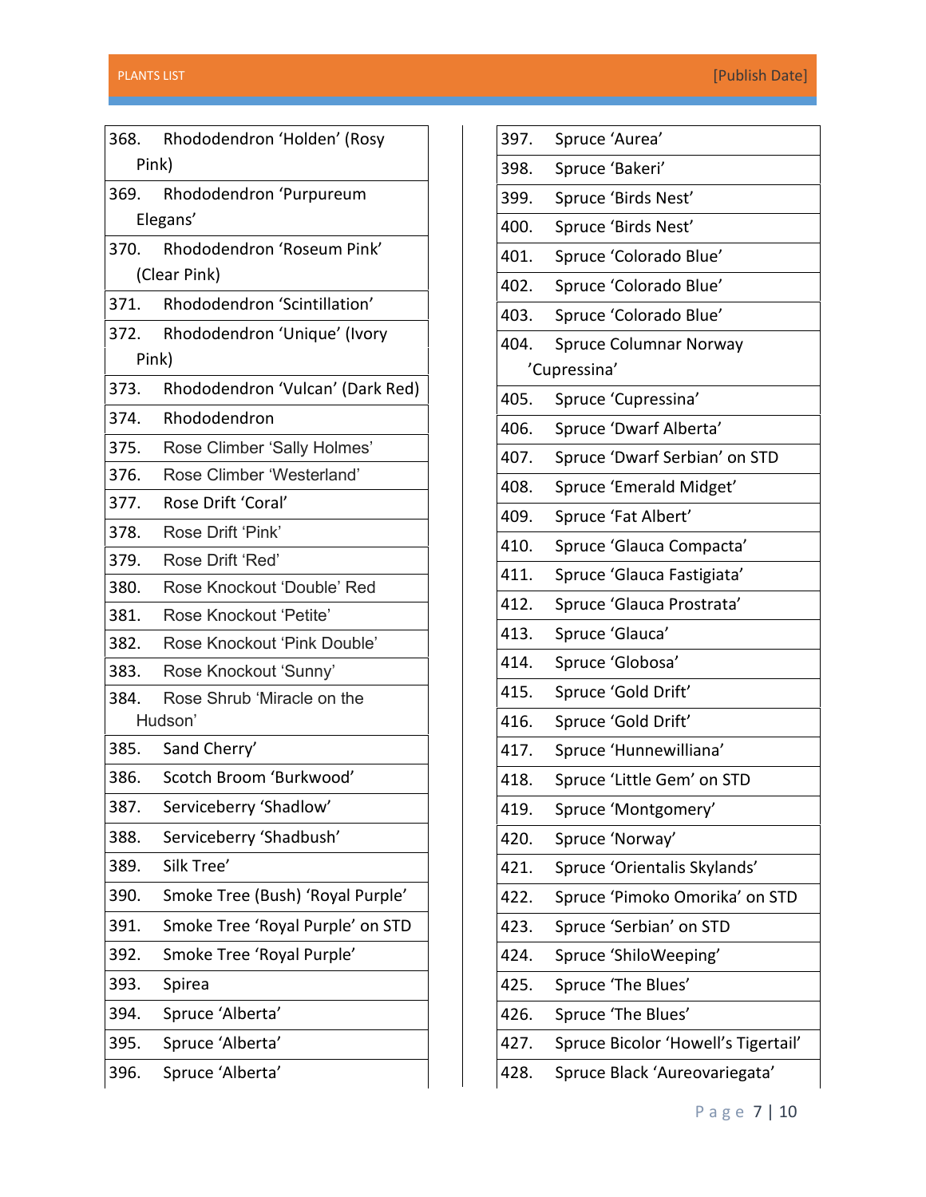| | |
|---|---|
| 368. | Rhododendron ‘Holden’ (Rosy Pink) |
| 369. | Rhododendron ‘Purpureum Elegans’ |
| 370. | Rhododendron ‘Roseum Pink’ (Clear Pink) |
| 371. | Rhododendron ‘Scintillation’ |
| 372. | Rhododendron ‘Unique’ (Ivory Pink) |
| 373. | Rhododendron ‘Vulcan’ (Dark Red) |
| 374. | Rhododendron |
| 375. | Rose Climber ‘Sally Holmes’ |
| 376. | Rose Climber ‘Westerland’ |
| 377. | Rose Drift ‘Coral’ |
| 378. | Rose Drift ‘Pink’ |
| 379. | Rose Drift ‘Red’ |
| 380. | Rose Knockout ‘Double’ Red |
| 381. | Rose Knockout ‘Petite’ |
| 382. | Rose Knockout ‘Pink Double’ |
| 383. | Rose Knockout ‘Sunny’ |
| 384. | Rose Shrub ‘Miracle on the Hudson’ |
| 385. | Sand Cherry’ |
| 386. | Scotch Broom ‘Burkwood’ |
| 387. | Serviceberry ‘Shadlow’ |
| 388. | Serviceberry ‘Shadbush’ |
| 389. | Silk Tree’ |
| 390. | Smoke Tree (Bush) ‘Royal Purple’ |
| 391. | Smoke Tree ‘Royal Purple’ on STD |
| 392. | Smoke Tree ‘Royal Purple’ |
| 393. | Spirea |
| 394. | Spruce ‘Alberta’ |
| 395. | Spruce ‘Alberta’ |
| 396. | Spruce ‘Alberta’ |

| | |
|---|---|
| 397. | Spruce ‘Aurea’ |
| 398. | Spruce ‘Bakeri’ |
| 399. | Spruce ‘Birds Nest’ |
| 400. | Spruce ‘Birds Nest’ |
| 401. | Spruce ‘Colorado Blue’ |
| 402. | Spruce ‘Colorado Blue’ |
| 403. | Spruce ‘Colorado Blue’ |
| 404. | Spruce Columnar Norway ’Cupressina’ |
| 405. | Spruce ‘Cupressina’ |
| 406. | Spruce ‘Dwarf Alberta’ |
| 407. | Spruce ‘Dwarf Serbian’ on STD |
| 408. | Spruce ‘Emerald Midget’ |
| 409. | Spruce ‘Fat Albert’ |
| 410. | Spruce ‘Glauca Compacta’ |
| 411. | Spruce ‘Glauca Fastigiata’ |
| 412. | Spruce ‘Glauca Prostrata’ |
| 413. | Spruce ‘Glauca’ |
| 414. | Spruce ‘Globosa’ |
| 415. | Spruce ‘Gold Drift’ |
| 416. | Spruce ‘Gold Drift’ |
| 417. | Spruce ‘Hunnewilliana’ |
| 418. | Spruce ‘Little Gem’ on STD |
| 419. | Spruce ‘Montgomery’ |
| 420. | Spruce ‘Norway’ |
| 421. | Spruce ‘Orientalis Skylands’ |
| 422. | Spruce ‘Pimoko Omorika’ on STD |
| 423. | Spruce ‘Serbian’ on STD |
| 424. | Spruce ‘ShiloWeeping’ |
| 425. | Spruce ‘The Blues’ |
| 426. | Spruce ‘The Blues’ |
| 427. | Spruce Bicolor ‘Howell’s Tigertail’ |
| 428. | Spruce Black ‘Aureovariegata’ |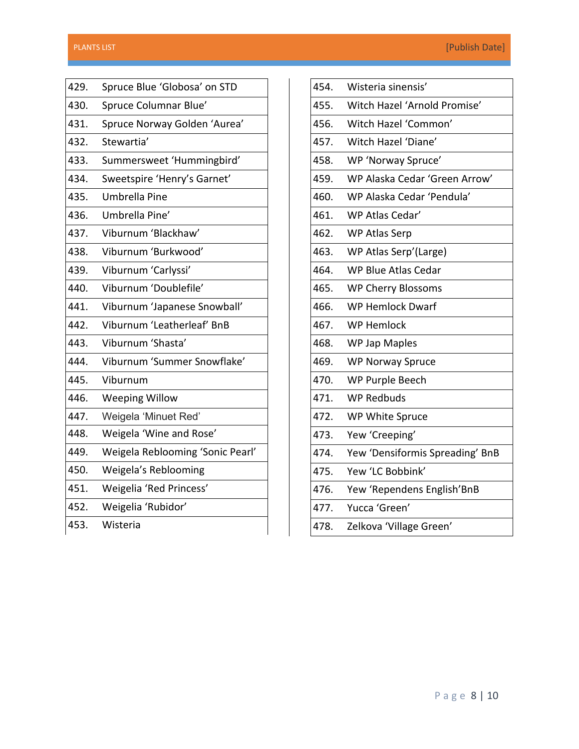| | |
|---|---|
| 429. | Spruce Blue ‘Globosa’ on STD |
| 430. | Spruce Columnar Blue’ |
| 431. | Spruce Norway Golden ‘Aurea’ |
| 432. | Stewartia’ |
| 433. | Summersweet ‘Hummingbird’ |
| 434. | Sweetspire ‘Henry’s Garnet’ |
| 435. | Umbrella Pine |
| 436. | Umbrella Pine’ |
| 437. | Viburnum ‘Blackhaw’ |
| 438. | Viburnum ‘Burkwood’ |
| 439. | Viburnum ‘Carlyssi’ |
| 440. | Viburnum ‘Doublefile’ |
| 441. | Viburnum ‘Japanese Snowball’ |
| 442. | Viburnum ‘Leatherleaf’ BnB |
| 443. | Viburnum ‘Shasta’ |
| 444. | Viburnum ‘Summer Snowflake’ |
| 445. | Viburnum |
| 446. | Weeping Willow |
| 447. | Weigela ‘Minuet Red’ |
| 448. | Weigela ‘Wine and Rose’ |
| 449. | Weigela Reblooming ‘Sonic Pearl’ |
| 450. | Weigela’s Reblooming |
| 451. | Weigelia ‘Red Princess’ |
| 452. | Weigelia ‘Rubidor’ |
| 453. | Wisteria |
| 454. | Wisteria sinensis’ |
| 455. | Witch Hazel ‘Arnold Promise’ |
| 456. | Witch Hazel ‘Common’ |
| 457. | Witch Hazel ‘Diane’ |
| 458. | WP ‘Norway Spruce’ |
| 459. | WP Alaska Cedar ‘Green Arrow’ |
| 460. | WP Alaska Cedar ‘Pendula’ |
| 461. | WP Atlas Cedar’ |
| 462. | WP Atlas Serp |
| 463. | WP Atlas Serp’(Large) |
| 464. | WP Blue Atlas Cedar |
| 465. | WP Cherry Blossoms |
| 466. | WP Hemlock Dwarf |
| 467. | WP Hemlock |
| 468. | WP Jap Maples |
| 469. | WP Norway Spruce |
| 470. | WP Purple Beech |
| 471. | WP Redbuds |
| 472. | WP White Spruce |
| 473. | Yew ‘Creeping’ |
| 474. | Yew ‘Densiformis Spreading’ BnB |
| 475. | Yew ‘LC Bobbink’ |
| 476. | Yew ‘Rependens English’BnB |
| 477. | Yucca ‘Green’ |
| 478. | Zelkova ‘Village Green’ |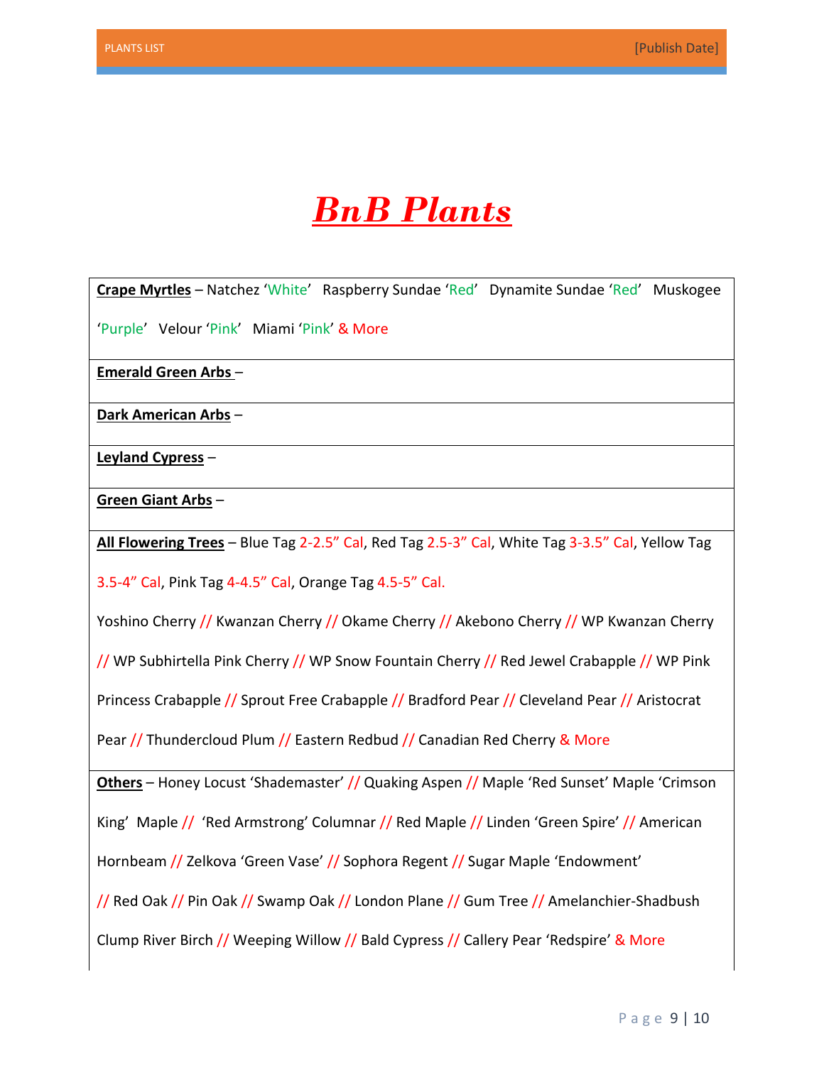# ***BnB Plants***

| |
|---|
| **Crape Myrtles** – Natchez 'White' Raspberry Sundae 'Red' Dynamite Sundae 'Red' Muskogee 'Purple' Velour 'Pink' Miami 'Pink' & More |
| **Emerald Green Arbs** – |
| **Dark American Arbs** – |
| **Leyland Cypress** – |
| **Green Giant Arbs** – |
| **All Flowering Trees** – Blue Tag 2-2.5" Cal, Red Tag 2.5-3" Cal, White Tag 3-3.5" Cal, Yellow Tag 3.5-4" Cal, Pink Tag 4-4.5" Cal, Orange Tag 4.5-5" Cal.<br><br>Yoshino Cherry // Kwanzan Cherry // Okame Cherry // Akebono Cherry // WP Kwanzan Cherry // WP Subhirtella Pink Cherry // WP Snow Fountain Cherry // Red Jewel Crabapple // WP Pink Princess Crabapple // Sprout Free Crabapple // Bradford Pear // Cleveland Pear // Aristocrat Pear // Thundercloud Plum // Eastern Redbud // Canadian Red Cherry & More |
| **Others** – Honey Locust 'Shademaster' // Quaking Aspen // Maple 'Red Sunset' Maple 'Crimson King' Maple // 'Red Armstrong' Columnar // Red Maple // Linden 'Green Spire' // American Hornbeam // Zelkova 'Green Vase' // Sophora Regent // Sugar Maple 'Endowment' // Red Oak // Pin Oak // Swamp Oak // London Plane // Gum Tree // Amelanchier-Shadbush Clump River Birch // Weeping Willow // Bald Cypress // Callery Pear 'Redspire' & More |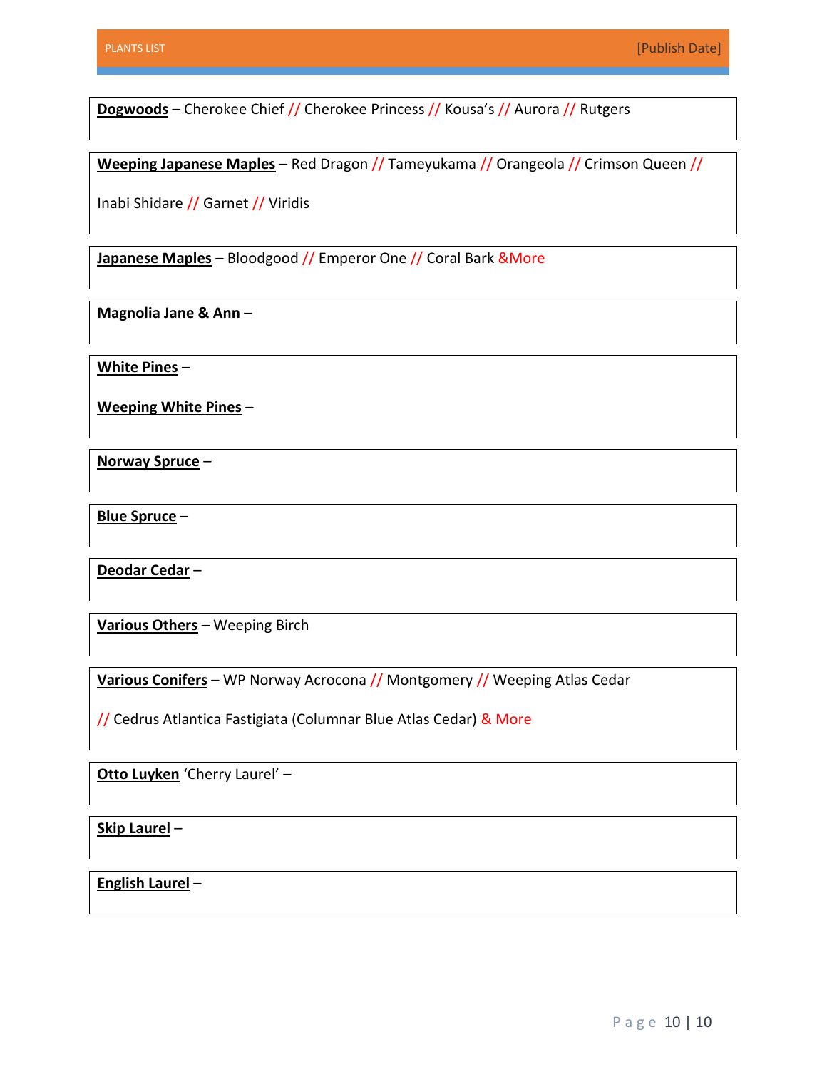**Dogwoods** – Cherokee Chief // Cherokee Princess // Kousa's // Aurora // Rutgers

**Weeping Japanese Maples** – Red Dragon // Tameyukama // Orangeola // Crimson Queen //

Inabi Shidare // Garnet // Viridis

**Japanese Maples** – Bloodgood // Emperor One // Coral Bark &More

**Magnolia Jane & Ann** –

**White Pines** –

**Weeping White Pines** –

**Norway Spruce** –

**Blue Spruce** –

**Deodar Cedar** –

**Various Others** – Weeping Birch

**Various Conifers** – WP Norway Acrocona // Montgomery // Weeping Atlas Cedar

// Cedrus Atlantica Fastigiata (Columnar Blue Atlas Cedar) & More

**Otto Luyken** 'Cherry Laurel' –

**Skip Laurel** –

**English Laurel** –